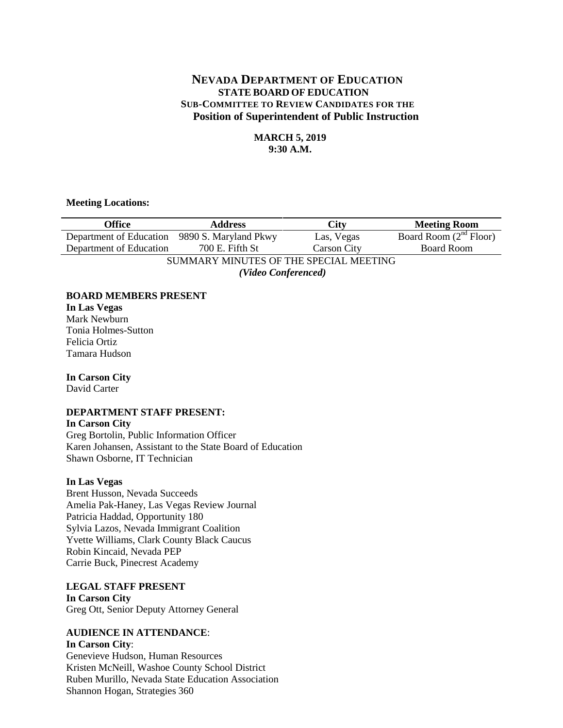# NEVADA DEPARTMENT OF EDUCATION
## STATE BOARD OF EDUCATION
### SUB-COMMITTEE TO REVIEW CANDIDATES FOR THE Position of Superintendent of Public Instruction

**MARCH 5, 2019**
**9:30 A.M.**

**Meeting Locations:**

| Office | Address | City | Meeting Room |
|---|---|---|---|
| Department of Education | 9890 S. Maryland Pkwy | Las, Vegas | Board Room (2nd Floor) |
| Department of Education | 700 E. Fifth St | Carson City | Board Room |

SUMMARY MINUTES OF THE SPECIAL MEETING
*(Video Conferenced)*

**BOARD MEMBERS PRESENT**
**In Las Vegas**
Mark Newburn
Tonia Holmes-Sutton
Felicia Ortiz
Tamara Hudson

**In Carson City**
David Carter

**DEPARTMENT STAFF PRESENT:**
**In Carson City**
Greg Bortolin, Public Information Officer
Karen Johansen, Assistant to the State Board of Education
Shawn Osborne, IT Technician

**In Las Vegas**
Brent Husson, Nevada Succeeds
Amelia Pak-Haney, Las Vegas Review Journal
Patricia Haddad, Opportunity 180
Sylvia Lazos, Nevada Immigrant Coalition
Yvette Williams, Clark County Black Caucus
Robin Kincaid, Nevada PEP
Carrie Buck, Pinecrest Academy

**LEGAL STAFF PRESENT**
**In Carson City**
Greg Ott, Senior Deputy Attorney General

**AUDIENCE IN ATTENDANCE**:
**In Carson City**:
Genevieve Hudson, Human Resources
Kristen McNeill, Washoe County School District
Ruben Murillo, Nevada State Education Association
Shannon Hogan, Strategies 360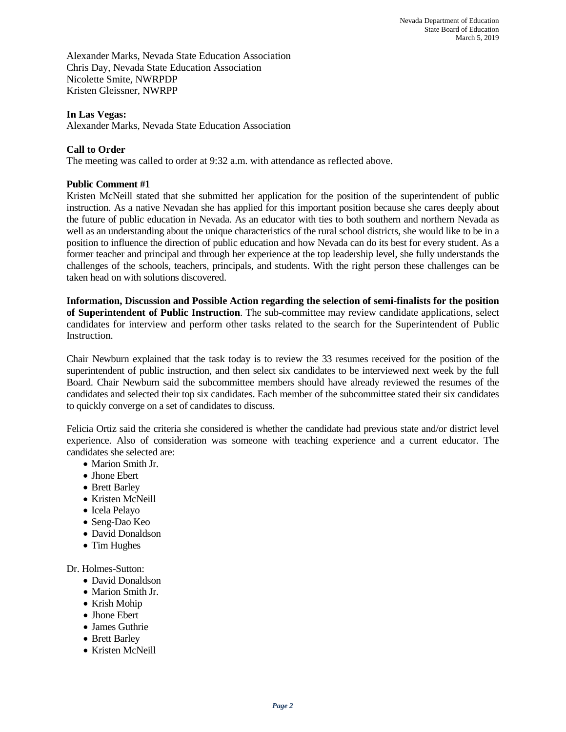Alexander Marks, Nevada State Education Association
Chris Day, Nevada State Education Association
Nicolette Smite, NWRPDP
Kristen Gleissner, NWRPP

**In Las Vegas:**
Alexander Marks, Nevada State Education Association

**Call to Order**
The meeting was called to order at 9:32 a.m. with attendance as reflected above.

**Public Comment #1**
Kristen McNeill stated that she submitted her application for the position of the superintendent of public instruction. As a native Nevadan she has applied for this important position because she cares deeply about the future of public education in Nevada. As an educator with ties to both southern and northern Nevada as well as an understanding about the unique characteristics of the rural school districts, she would like to be in a position to influence the direction of public education and how Nevada can do its best for every student. As a former teacher and principal and through her experience at the top leadership level, she fully understands the challenges of the schools, teachers, principals, and students. With the right person these challenges can be taken head on with solutions discovered.

**Information, Discussion and Possible Action regarding the selection of semi-finalists for the position of Superintendent of Public Instruction**. The sub-committee may review candidate applications, select candidates for interview and perform other tasks related to the search for the Superintendent of Public Instruction.

Chair Newburn explained that the task today is to review the 33 resumes received for the position of the superintendent of public instruction, and then select six candidates to be interviewed next week by the full Board. Chair Newburn said the subcommittee members should have already reviewed the resumes of the candidates and selected their top six candidates. Each member of the subcommittee stated their six candidates to quickly converge on a set of candidates to discuss.

Felicia Ortiz said the criteria she considered is whether the candidate had previous state and/or district level experience. Also of consideration was someone with teaching experience and a current educator. The candidates she selected are:

- Marion Smith Jr.
- Jhone Ebert
- Brett Barley
- Kristen McNeill
- Icela Pelayo
- Seng-Dao Keo
- David Donaldson
- Tim Hughes

Dr. Holmes-Sutton:

- David Donaldson
- Marion Smith Jr.
- Krish Mohip
- Jhone Ebert
- James Guthrie
- Brett Barley
- Kristen McNeill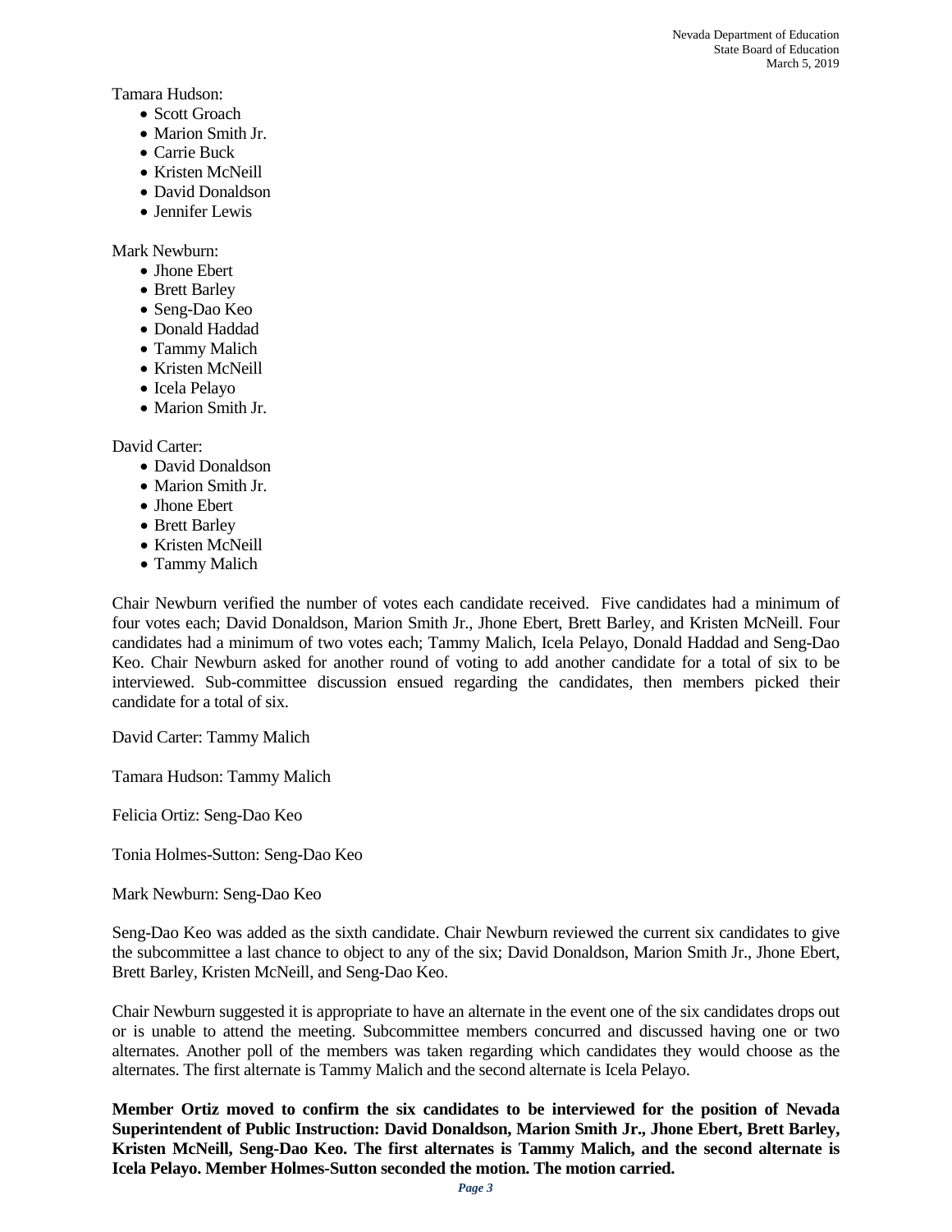Tamara Hudson:

- Scott Groach
- Marion Smith Jr.
- Carrie Buck
- Kristen McNeill
- David Donaldson
- Jennifer Lewis

Mark Newburn:

- Jhone Ebert
- Brett Barley
- Seng-Dao Keo
- Donald Haddad
- Tammy Malich
- Kristen McNeill
- Icela Pelayo
- Marion Smith Jr.

David Carter:

- David Donaldson
- Marion Smith Jr.
- Jhone Ebert
- Brett Barley
- Kristen McNeill
- Tammy Malich

Chair Newburn verified the number of votes each candidate received. Five candidates had a minimum of four votes each; David Donaldson, Marion Smith Jr., Jhone Ebert, Brett Barley, and Kristen McNeill. Four candidates had a minimum of two votes each; Tammy Malich, Icela Pelayo, Donald Haddad and Seng-Dao Keo. Chair Newburn asked for another round of voting to add another candidate for a total of six to be interviewed. Sub-committee discussion ensued regarding the candidates, then members picked their candidate for a total of six.

David Carter: Tammy Malich

Tamara Hudson: Tammy Malich

Felicia Ortiz: Seng-Dao Keo

Tonia Holmes-Sutton: Seng-Dao Keo

Mark Newburn: Seng-Dao Keo

Seng-Dao Keo was added as the sixth candidate. Chair Newburn reviewed the current six candidates to give the subcommittee a last chance to object to any of the six; David Donaldson, Marion Smith Jr., Jhone Ebert, Brett Barley, Kristen McNeill, and Seng-Dao Keo.

Chair Newburn suggested it is appropriate to have an alternate in the event one of the six candidates drops out or is unable to attend the meeting. Subcommittee members concurred and discussed having one or two alternates. Another poll of the members was taken regarding which candidates they would choose as the alternates. The first alternate is Tammy Malich and the second alternate is Icela Pelayo.

**Member Ortiz moved to confirm the six candidates to be interviewed for the position of Nevada Superintendent of Public Instruction: David Donaldson, Marion Smith Jr., Jhone Ebert, Brett Barley, Kristen McNeill, Seng-Dao Keo. The first alternates is Tammy Malich, and the second alternate is Icela Pelayo. Member Holmes-Sutton seconded the motion. The motion carried.**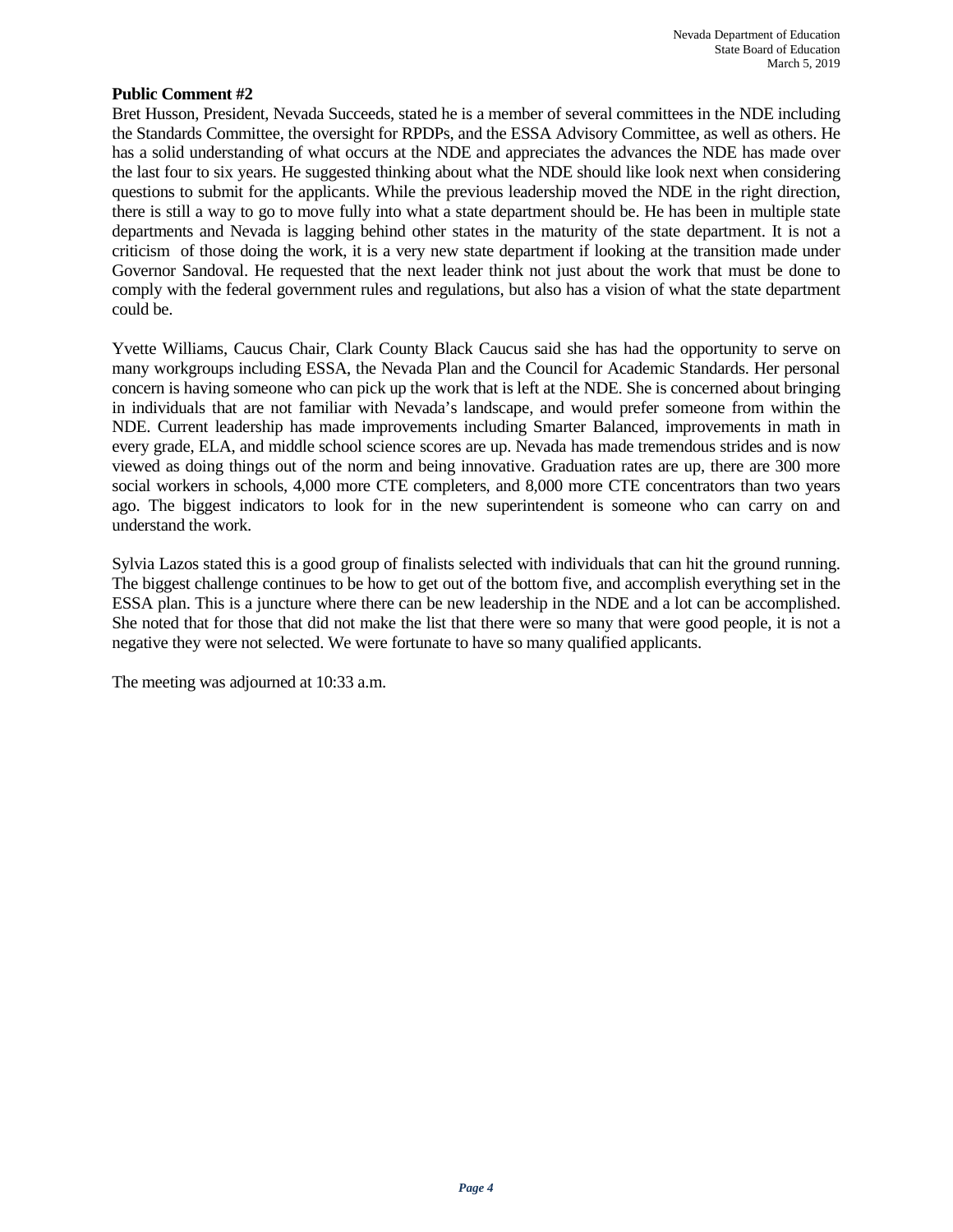**Public Comment #2**

Bret Husson, President, Nevada Succeeds, stated he is a member of several committees in the NDE including the Standards Committee, the oversight for RPDPs, and the ESSA Advisory Committee, as well as others. He has a solid understanding of what occurs at the NDE and appreciates the advances the NDE has made over the last four to six years. He suggested thinking about what the NDE should like look next when considering questions to submit for the applicants. While the previous leadership moved the NDE in the right direction, there is still a way to go to move fully into what a state department should be. He has been in multiple state departments and Nevada is lagging behind other states in the maturity of the state department. It is not a criticism of those doing the work, it is a very new state department if looking at the transition made under Governor Sandoval. He requested that the next leader think not just about the work that must be done to comply with the federal government rules and regulations, but also has a vision of what the state department could be.

Yvette Williams, Caucus Chair, Clark County Black Caucus said she has had the opportunity to serve on many workgroups including ESSA, the Nevada Plan and the Council for Academic Standards. Her personal concern is having someone who can pick up the work that is left at the NDE. She is concerned about bringing in individuals that are not familiar with Nevada's landscape, and would prefer someone from within the NDE. Current leadership has made improvements including Smarter Balanced, improvements in math in every grade, ELA, and middle school science scores are up. Nevada has made tremendous strides and is now viewed as doing things out of the norm and being innovative. Graduation rates are up, there are 300 more social workers in schools, 4,000 more CTE completers, and 8,000 more CTE concentrators than two years ago. The biggest indicators to look for in the new superintendent is someone who can carry on and understand the work.

Sylvia Lazos stated this is a good group of finalists selected with individuals that can hit the ground running. The biggest challenge continues to be how to get out of the bottom five, and accomplish everything set in the ESSA plan. This is a juncture where there can be new leadership in the NDE and a lot can be accomplished. She noted that for those that did not make the list that there were so many that were good people, it is not a negative they were not selected. We were fortunate to have so many qualified applicants.

The meeting was adjourned at 10:33 a.m.